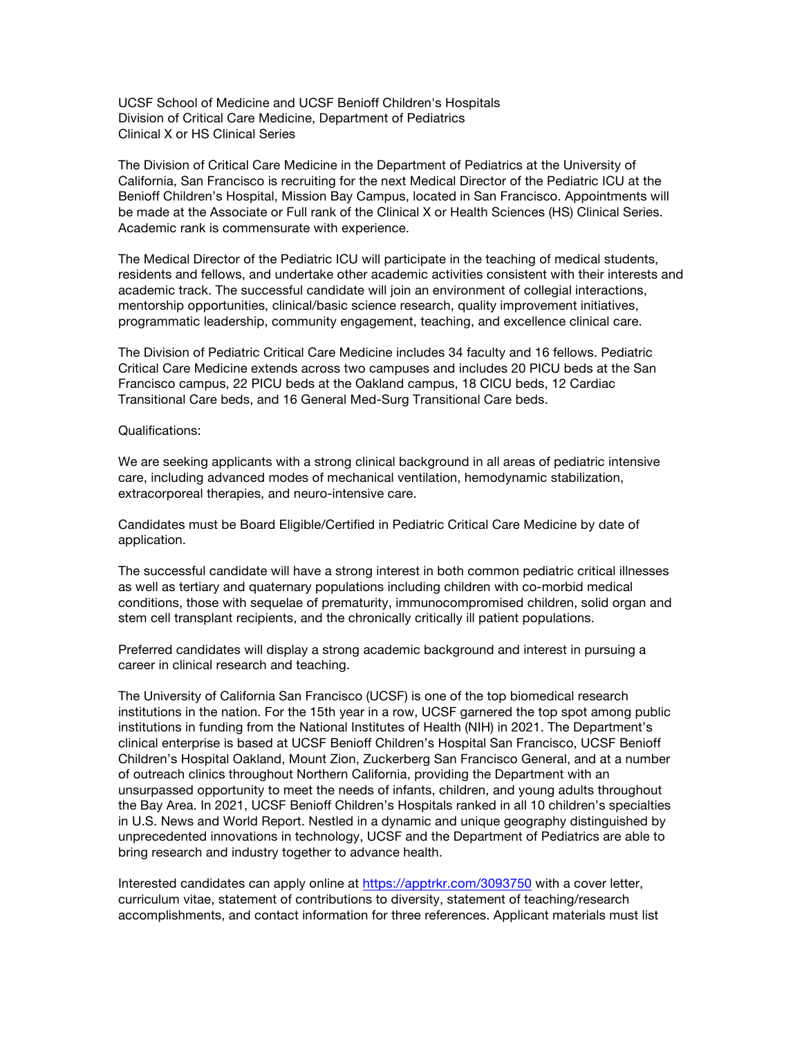UCSF School of Medicine and UCSF Benioff Children's Hospitals
Division of Critical Care Medicine, Department of Pediatrics
Clinical X or HS Clinical Series

The Division of Critical Care Medicine in the Department of Pediatrics at the University of California, San Francisco is recruiting for the next Medical Director of the Pediatric ICU at the Benioff Children's Hospital, Mission Bay Campus, located in San Francisco. Appointments will be made at the Associate or Full rank of the Clinical X or Health Sciences (HS) Clinical Series. Academic rank is commensurate with experience.

The Medical Director of the Pediatric ICU will participate in the teaching of medical students, residents and fellows, and undertake other academic activities consistent with their interests and academic track. The successful candidate will join an environment of collegial interactions, mentorship opportunities, clinical/basic science research, quality improvement initiatives, programmatic leadership, community engagement, teaching, and excellence clinical care.

The Division of Pediatric Critical Care Medicine includes 34 faculty and 16 fellows. Pediatric Critical Care Medicine extends across two campuses and includes 20 PICU beds at the San Francisco campus, 22 PICU beds at the Oakland campus, 18 CICU beds, 12 Cardiac Transitional Care beds, and 16 General Med-Surg Transitional Care beds.

Qualifications:

We are seeking applicants with a strong clinical background in all areas of pediatric intensive care, including advanced modes of mechanical ventilation, hemodynamic stabilization, extracorporeal therapies, and neuro-intensive care.

Candidates must be Board Eligible/Certified in Pediatric Critical Care Medicine by date of application.

The successful candidate will have a strong interest in both common pediatric critical illnesses as well as tertiary and quaternary populations including children with co-morbid medical conditions, those with sequelae of prematurity, immunocompromised children, solid organ and stem cell transplant recipients, and the chronically critically ill patient populations.

Preferred candidates will display a strong academic background and interest in pursuing a career in clinical research and teaching.

The University of California San Francisco (UCSF) is one of the top biomedical research institutions in the nation. For the 15th year in a row, UCSF garnered the top spot among public institutions in funding from the National Institutes of Health (NIH) in 2021. The Department's clinical enterprise is based at UCSF Benioff Children's Hospital San Francisco, UCSF Benioff Children's Hospital Oakland, Mount Zion, Zuckerberg San Francisco General, and at a number of outreach clinics throughout Northern California, providing the Department with an unsurpassed opportunity to meet the needs of infants, children, and young adults throughout the Bay Area. In 2021, UCSF Benioff Children's Hospitals ranked in all 10 children's specialties in U.S. News and World Report. Nestled in a dynamic and unique geography distinguished by unprecedented innovations in technology, UCSF and the Department of Pediatrics are able to bring research and industry together to advance health.

Interested candidates can apply online at [https://apptrkr.com/3093750](https://apptrkr.com/3093750) with a cover letter, curriculum vitae, statement of contributions to diversity, statement of teaching/research accomplishments, and contact information for three references. Applicant materials must list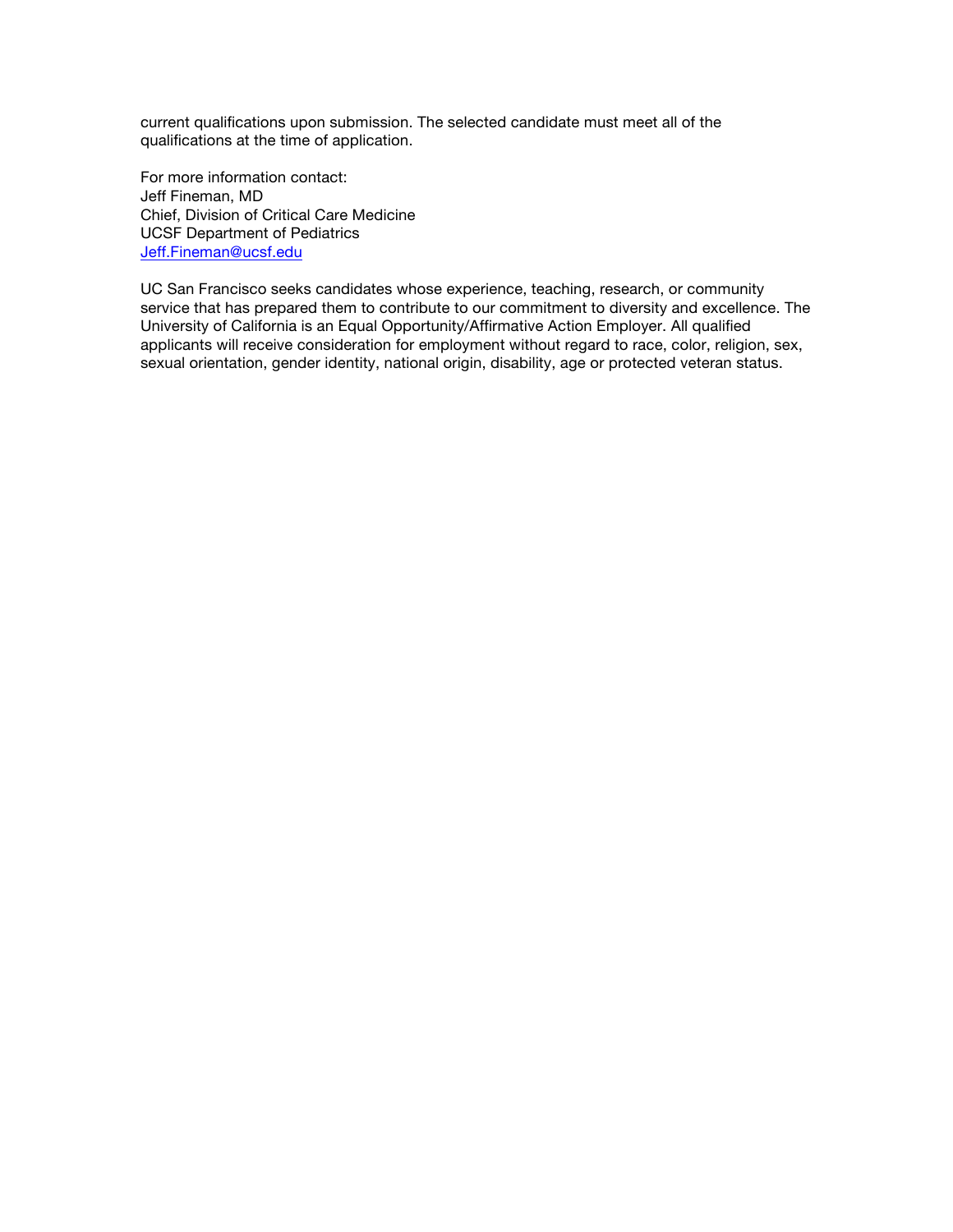current qualifications upon submission. The selected candidate must meet all of the qualifications at the time of application.

For more information contact:
Jeff Fineman, MD
Chief, Division of Critical Care Medicine
UCSF Department of Pediatrics
[Jeff.Fineman@ucsf.edu](mailto:Jeff.Fineman@ucsf.edu)

UC San Francisco seeks candidates whose experience, teaching, research, or community service that has prepared them to contribute to our commitment to diversity and excellence. The University of California is an Equal Opportunity/Affirmative Action Employer. All qualified applicants will receive consideration for employment without regard to race, color, religion, sex, sexual orientation, gender identity, national origin, disability, age or protected veteran status.